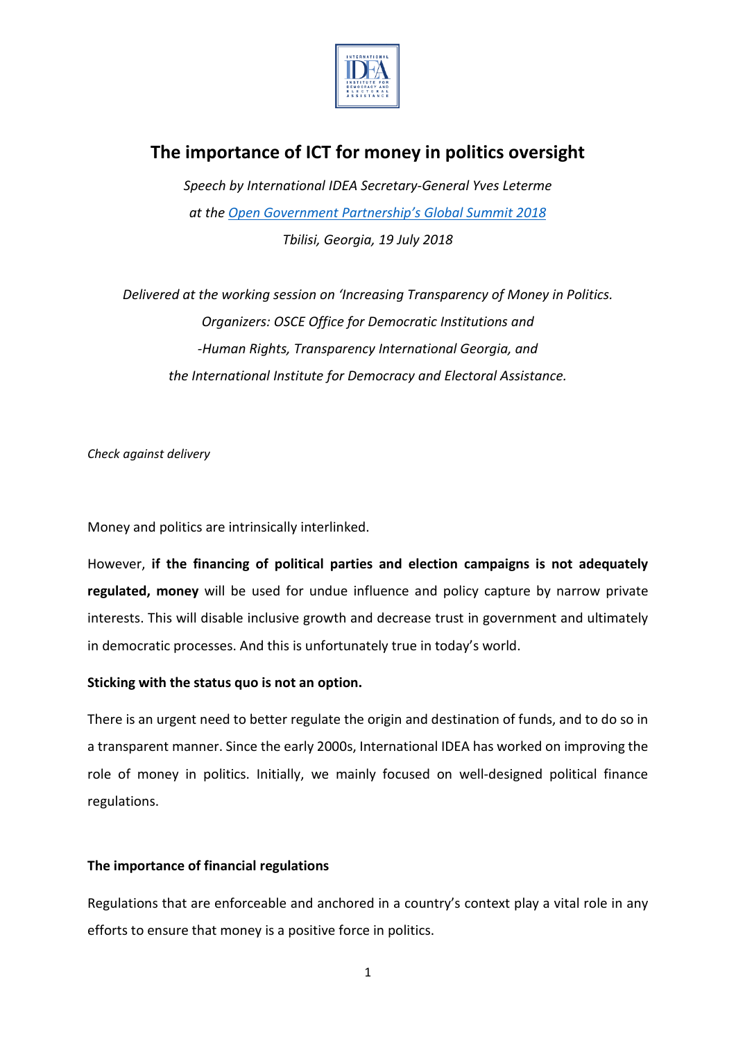# The importance of ICT for money in politics oversight

*Speech by International IDEA Secretary-General Yves Leterme*

*at the [Open Government Partnership's Global Summit 2018]*

*Tbilisi, Georgia, 19 July 2018*

*Delivered at the working session on 'Increasing Transparency of Money in Politics. Organizers: OSCE Office for Democratic Institutions and -Human Rights, Transparency International Georgia, and the International Institute for Democracy and Electoral Assistance.*

*Check against delivery*

Money and politics are intrinsically interlinked.

However, **if the financing of political parties and election campaigns is not adequately regulated, money** will be used for undue influence and policy capture by narrow private interests. This will disable inclusive growth and decrease trust in government and ultimately in democratic processes. And this is unfortunately true in today's world.

**Sticking with the status quo is not an option.**

There is an urgent need to better regulate the origin and destination of funds, and to do so in a transparent manner. Since the early 2000s, International IDEA has worked on improving the role of money in politics. Initially, we mainly focused on well-designed political finance regulations.

**The importance of financial regulations**

Regulations that are enforceable and anchored in a country's context play a vital role in any efforts to ensure that money is a positive force in politics.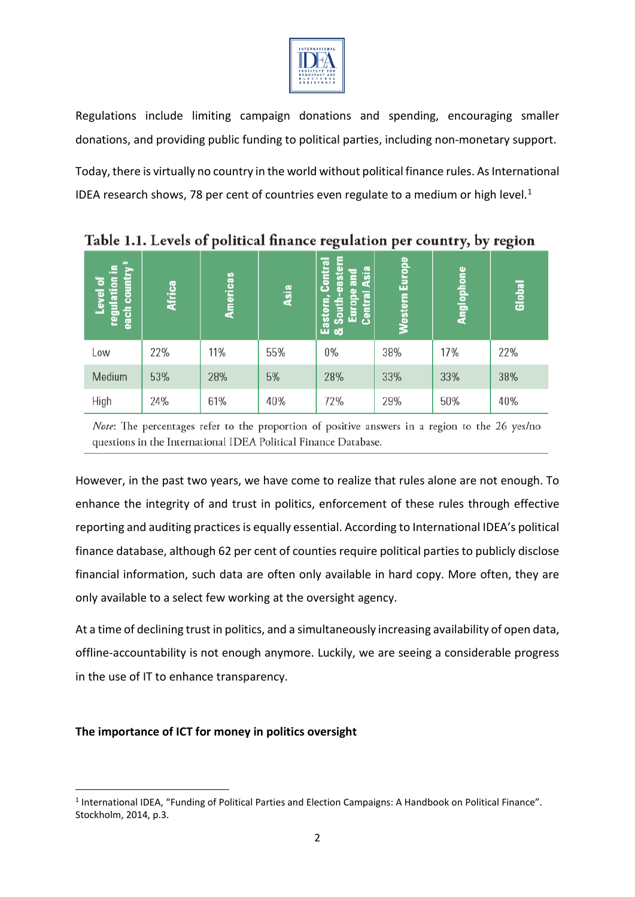Regulations include limiting campaign donations and spending, encouraging smaller donations, and providing public funding to political parties, including non-monetary support.

Today, there is virtually no country in the world without political finance rules. As International IDEA research shows, 78 per cent of countries even regulate to a medium or high level.[1]

**Table 1.1. Levels of political finance regulation per country, by region**

| Level of regulation in each country [6] | Africa | Americas | Asia | Eastern, Central & South-eastern Europe and Central Asia | Western Europe | Anglophone | Global |
|---|---|---|---|---|---|---|---|
| Low | 22% | 11% | 55% | 0% | 38% | 17% | 22% |
| Medium | 53% | 28% | 5% | 28% | 33% | 33% | 38% |
| High | 24% | 61% | 40% | 72% | 29% | 50% | 40% |

*Note*: The percentages refer to the proportion of positive answers in a region to the 26 yes/no questions in the International IDEA Political Finance Database.

However, in the past two years, we have come to realize that rules alone are not enough. To enhance the integrity of and trust in politics, enforcement of these rules through effective reporting and auditing practices is equally essential. According to International IDEA's political finance database, although 62 per cent of counties require political parties to publicly disclose financial information, such data are often only available in hard copy. More often, they are only available to a select few working at the oversight agency.

At a time of declining trust in politics, and a simultaneously increasing availability of open data, offline-accountability is not enough anymore. Luckily, we are seeing a considerable progress in the use of IT to enhance transparency.

**The importance of ICT for money in politics oversight**

[1] International IDEA, "Funding of Political Parties and Election Campaigns: A Handbook on Political Finance". Stockholm, 2014, p.3.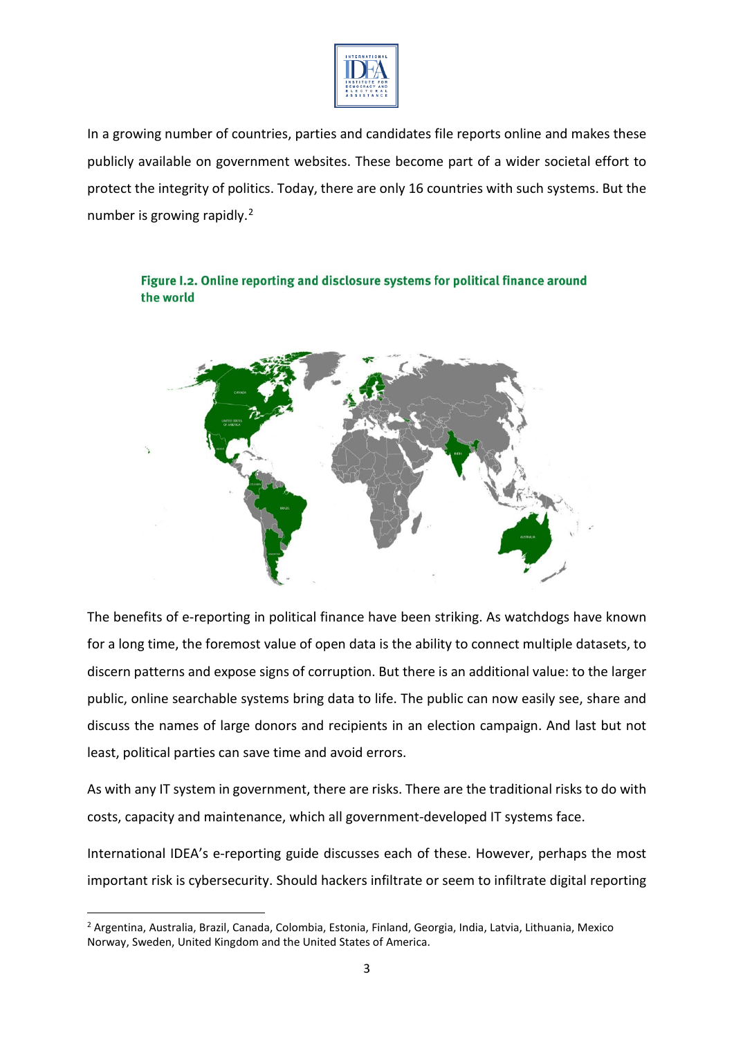In a growing number of countries, parties and candidates file reports online and makes these publicly available on government websites. These become part of a wider societal effort to protect the integrity of politics. Today, there are only 16 countries with such systems. But the number is growing rapidly.[2]

**Figure I.2. Online reporting and disclosure systems for political finance around the world**

The benefits of e-reporting in political finance have been striking. As watchdogs have known for a long time, the foremost value of open data is the ability to connect multiple datasets, to discern patterns and expose signs of corruption. But there is an additional value: to the larger public, online searchable systems bring data to life. The public can now easily see, share and discuss the names of large donors and recipients in an election campaign. And last but not least, political parties can save time and avoid errors.

As with any IT system in government, there are risks. There are the traditional risks to do with costs, capacity and maintenance, which all government-developed IT systems face.

International IDEA's e-reporting guide discusses each of these. However, perhaps the most important risk is cybersecurity. Should hackers infiltrate or seem to infiltrate digital reporting

[2] Argentina, Australia, Brazil, Canada, Colombia, Estonia, Finland, Georgia, India, Latvia, Lithuania, Mexico Norway, Sweden, United Kingdom and the United States of America.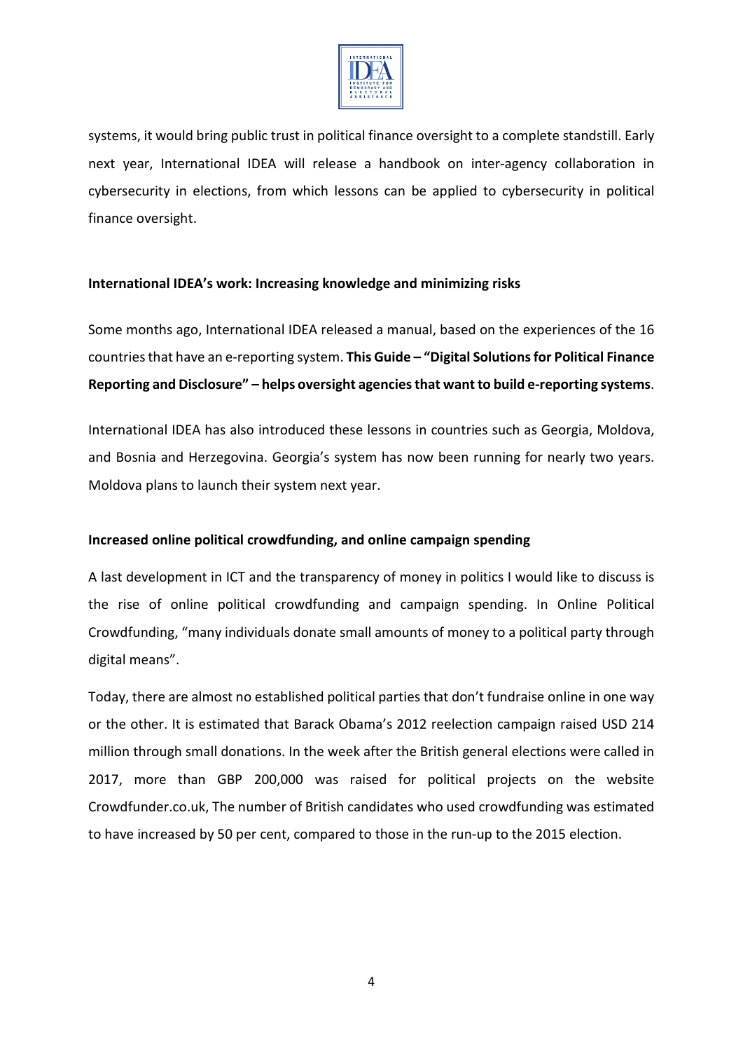systems, it would bring public trust in political finance oversight to a complete standstill. Early next year, International IDEA will release a handbook on inter-agency collaboration in cybersecurity in elections, from which lessons can be applied to cybersecurity in political finance oversight.

**International IDEA's work: Increasing knowledge and minimizing risks**

Some months ago, International IDEA released a manual, based on the experiences of the 16 countries that have an e-reporting system. **This Guide – "Digital Solutions for Political Finance Reporting and Disclosure" – helps oversight agencies that want to build e-reporting systems**.

International IDEA has also introduced these lessons in countries such as Georgia, Moldova, and Bosnia and Herzegovina. Georgia's system has now been running for nearly two years. Moldova plans to launch their system next year.

**Increased online political crowdfunding, and online campaign spending**

A last development in ICT and the transparency of money in politics I would like to discuss is the rise of online political crowdfunding and campaign spending. In Online Political Crowdfunding, "many individuals donate small amounts of money to a political party through digital means".

Today, there are almost no established political parties that don't fundraise online in one way or the other. It is estimated that Barack Obama's 2012 reelection campaign raised USD 214 million through small donations. In the week after the British general elections were called in 2017, more than GBP 200,000 was raised for political projects on the website Crowdfunder.co.uk, The number of British candidates who used crowdfunding was estimated to have increased by 50 per cent, compared to those in the run-up to the 2015 election.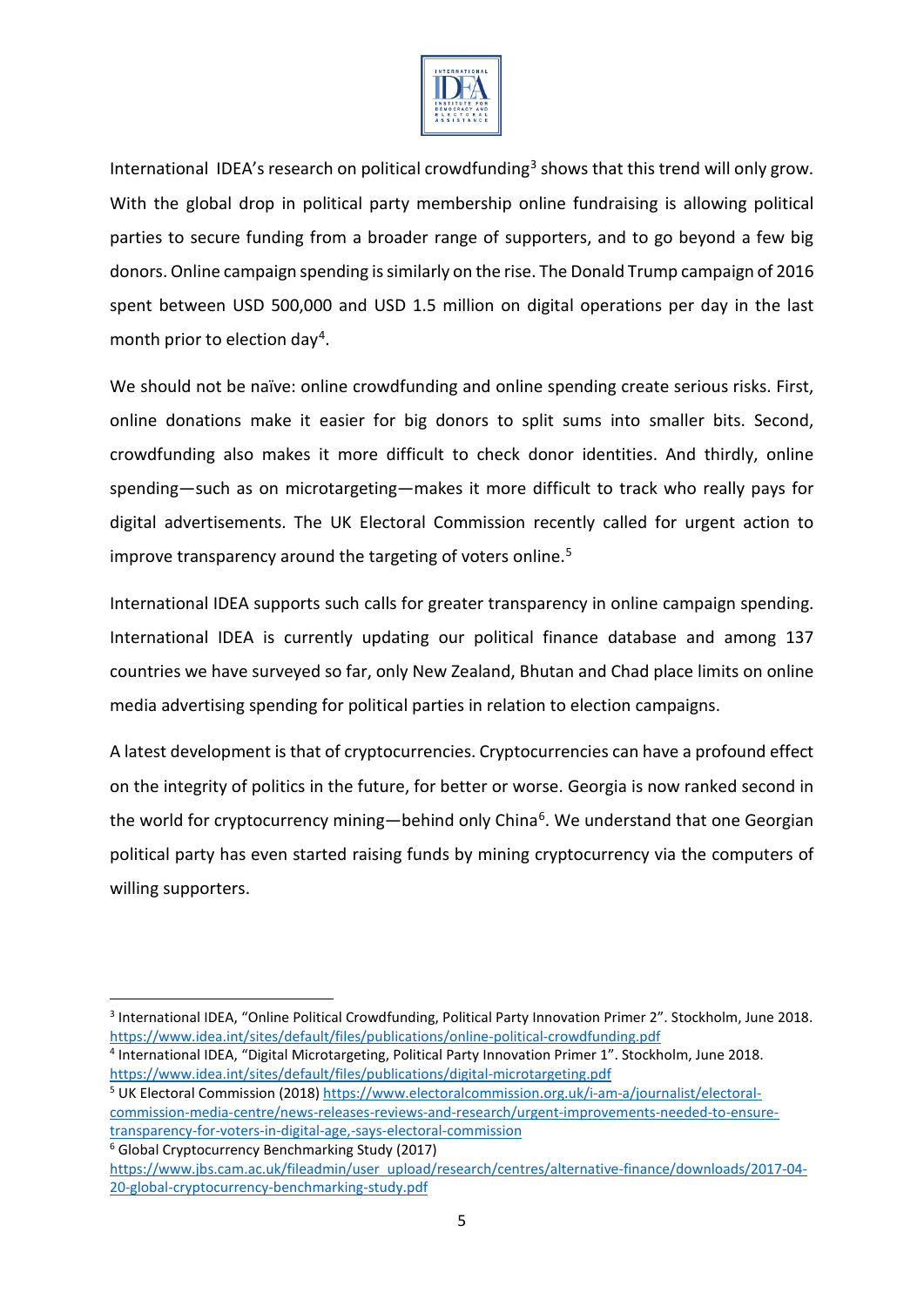International IDEA's research on political crowdfunding[3] shows that this trend will only grow. With the global drop in political party membership online fundraising is allowing political parties to secure funding from a broader range of supporters, and to go beyond a few big donors. Online campaign spending is similarly on the rise. The Donald Trump campaign of 2016 spent between USD 500,000 and USD 1.5 million on digital operations per day in the last month prior to election day[4].

We should not be naïve: online crowdfunding and online spending create serious risks. First, online donations make it easier for big donors to split sums into smaller bits. Second, crowdfunding also makes it more difficult to check donor identities. And thirdly, online spending—such as on microtargeting—makes it more difficult to track who really pays for digital advertisements. The UK Electoral Commission recently called for urgent action to improve transparency around the targeting of voters online.[5]

International IDEA supports such calls for greater transparency in online campaign spending. International IDEA is currently updating our political finance database and among 137 countries we have surveyed so far, only New Zealand, Bhutan and Chad place limits on online media advertising spending for political parties in relation to election campaigns.

A latest development is that of cryptocurrencies. Cryptocurrencies can have a profound effect on the integrity of politics in the future, for better or worse. Georgia is now ranked second in the world for cryptocurrency mining—behind only China[6]. We understand that one Georgian political party has even started raising funds by mining cryptocurrency via the computers of willing supporters.

---

[3] International IDEA, "Online Political Crowdfunding, Political Party Innovation Primer 2". Stockholm, June 2018. https://www.idea.int/sites/default/files/publications/online-political-crowdfunding.pdf

[4] International IDEA, "Digital Microtargeting, Political Party Innovation Primer 1". Stockholm, June 2018. https://www.idea.int/sites/default/files/publications/digital-microtargeting.pdf

[5] UK Electoral Commission (2018) https://www.electoralcommission.org.uk/i-am-a/journalist/electoral-commission-media-centre/news-releases-reviews-and-research/urgent-improvements-needed-to-ensure-transparency-for-voters-in-digital-age,-says-electoral-commission

[6] Global Cryptocurrency Benchmarking Study (2017) https://www.jbs.cam.ac.uk/fileadmin/user_upload/research/centres/alternative-finance/downloads/2017-04-20-global-cryptocurrency-benchmarking-study.pdf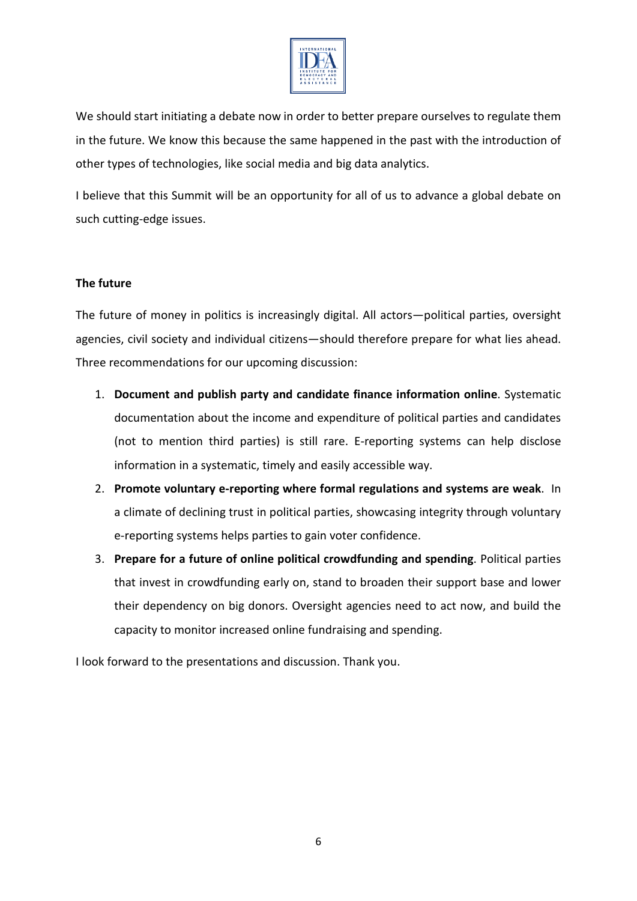We should start initiating a debate now in order to better prepare ourselves to regulate them in the future. We know this because the same happened in the past with the introduction of other types of technologies, like social media and big data analytics.

I believe that this Summit will be an opportunity for all of us to advance a global debate on such cutting-edge issues.

**The future**

The future of money in politics is increasingly digital. All actors—political parties, oversight agencies, civil society and individual citizens—should therefore prepare for what lies ahead. Three recommendations for our upcoming discussion:

1. **Document and publish party and candidate finance information online**. Systematic documentation about the income and expenditure of political parties and candidates (not to mention third parties) is still rare. E-reporting systems can help disclose information in a systematic, timely and easily accessible way.
2. **Promote voluntary e-reporting where formal regulations and systems are weak**. In a climate of declining trust in political parties, showcasing integrity through voluntary e-reporting systems helps parties to gain voter confidence.
3. **Prepare for a future of online political crowdfunding and spending**. Political parties that invest in crowdfunding early on, stand to broaden their support base and lower their dependency on big donors. Oversight agencies need to act now, and build the capacity to monitor increased online fundraising and spending.

I look forward to the presentations and discussion. Thank you.